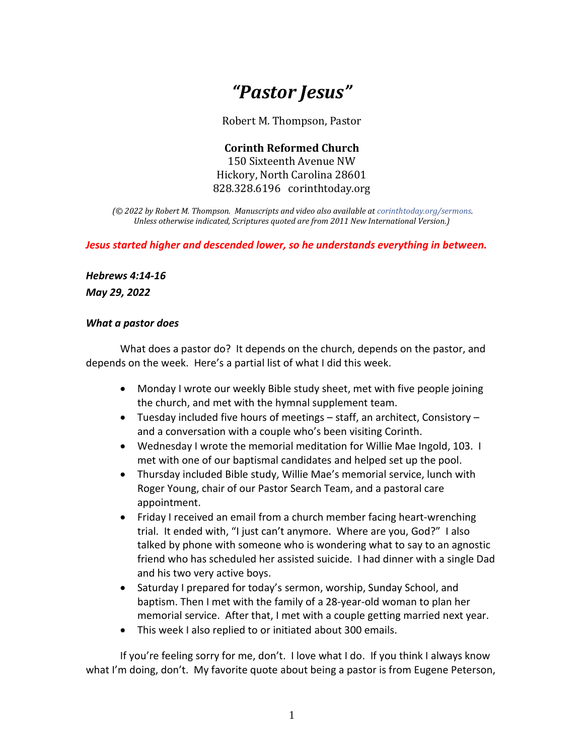# *"Pastor Jesus"*

Robert M. Thompson, Pastor

**Corinth Reformed Church**
150 Sixteenth Avenue NW
Hickory, North Carolina 28601
828.328.6196 corinthtoday.org

*(© 2022 by Robert M. Thompson. Manuscripts and video also available at corinthtoday.org/sermons. Unless otherwise indicated, Scriptures quoted are from 2011 New International Version.)*

***Jesus started higher and descended lower, so he understands everything in between.***

***Hebrews 4:14-16***
***May 29, 2022***

### *What a pastor does*

What does a pastor do? It depends on the church, depends on the pastor, and depends on the week. Here's a partial list of what I did this week.

- Monday I wrote our weekly Bible study sheet, met with five people joining the church, and met with the hymnal supplement team.
- Tuesday included five hours of meetings – staff, an architect, Consistory – and a conversation with a couple who's been visiting Corinth.
- Wednesday I wrote the memorial meditation for Willie Mae Ingold, 103. I met with one of our baptismal candidates and helped set up the pool.
- Thursday included Bible study, Willie Mae's memorial service, lunch with Roger Young, chair of our Pastor Search Team, and a pastoral care appointment.
- Friday I received an email from a church member facing heart-wrenching trial. It ended with, "I just can't anymore. Where are you, God?" I also talked by phone with someone who is wondering what to say to an agnostic friend who has scheduled her assisted suicide. I had dinner with a single Dad and his two very active boys.
- Saturday I prepared for today's sermon, worship, Sunday School, and baptism. Then I met with the family of a 28-year-old woman to plan her memorial service. After that, I met with a couple getting married next year.
- This week I also replied to or initiated about 300 emails.

If you're feeling sorry for me, don't. I love what I do. If you think I always know what I'm doing, don't. My favorite quote about being a pastor is from Eugene Peterson,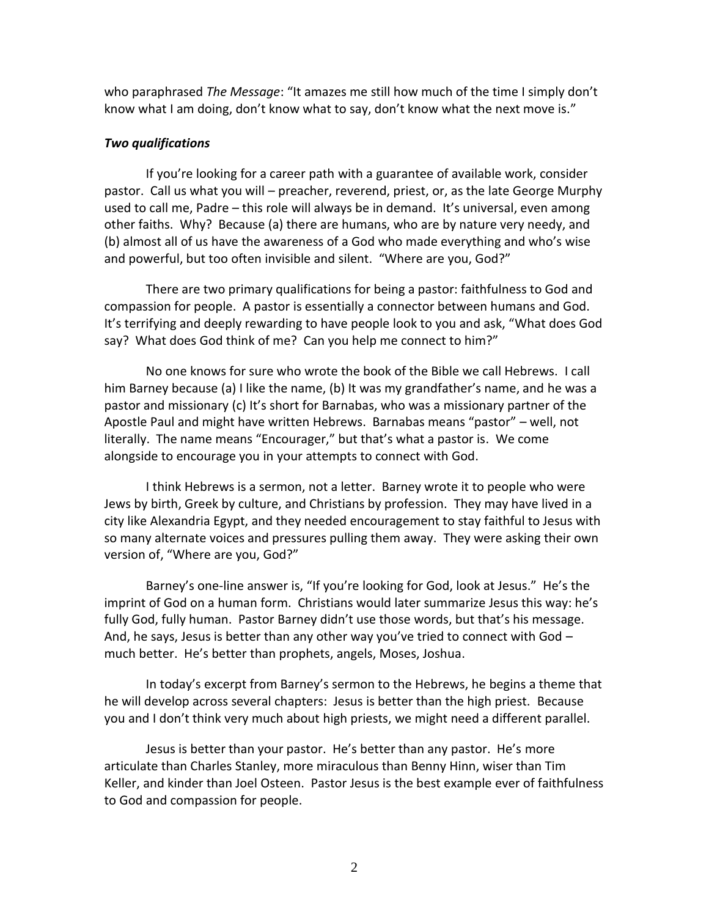who paraphrased *The Message*: "It amazes me still how much of the time I simply don't know what I am doing, don't know what to say, don't know what the next move is."

### *Two qualifications*

If you're looking for a career path with a guarantee of available work, consider pastor. Call us what you will – preacher, reverend, priest, or, as the late George Murphy used to call me, Padre – this role will always be in demand. It's universal, even among other faiths. Why? Because (a) there are humans, who are by nature very needy, and (b) almost all of us have the awareness of a God who made everything and who's wise and powerful, but too often invisible and silent. "Where are you, God?"

There are two primary qualifications for being a pastor: faithfulness to God and compassion for people. A pastor is essentially a connector between humans and God. It's terrifying and deeply rewarding to have people look to you and ask, "What does God say? What does God think of me? Can you help me connect to him?"

No one knows for sure who wrote the book of the Bible we call Hebrews. I call him Barney because (a) I like the name, (b) It was my grandfather's name, and he was a pastor and missionary (c) It's short for Barnabas, who was a missionary partner of the Apostle Paul and might have written Hebrews. Barnabas means "pastor" – well, not literally. The name means "Encourager," but that's what a pastor is. We come alongside to encourage you in your attempts to connect with God.

I think Hebrews is a sermon, not a letter. Barney wrote it to people who were Jews by birth, Greek by culture, and Christians by profession. They may have lived in a city like Alexandria Egypt, and they needed encouragement to stay faithful to Jesus with so many alternate voices and pressures pulling them away. They were asking their own version of, "Where are you, God?"

Barney's one-line answer is, "If you're looking for God, look at Jesus." He's the imprint of God on a human form. Christians would later summarize Jesus this way: he's fully God, fully human. Pastor Barney didn't use those words, but that's his message. And, he says, Jesus is better than any other way you've tried to connect with God – much better. He's better than prophets, angels, Moses, Joshua.

In today's excerpt from Barney's sermon to the Hebrews, he begins a theme that he will develop across several chapters: Jesus is better than the high priest. Because you and I don't think very much about high priests, we might need a different parallel.

Jesus is better than your pastor. He's better than any pastor. He's more articulate than Charles Stanley, more miraculous than Benny Hinn, wiser than Tim Keller, and kinder than Joel Osteen. Pastor Jesus is the best example ever of faithfulness to God and compassion for people.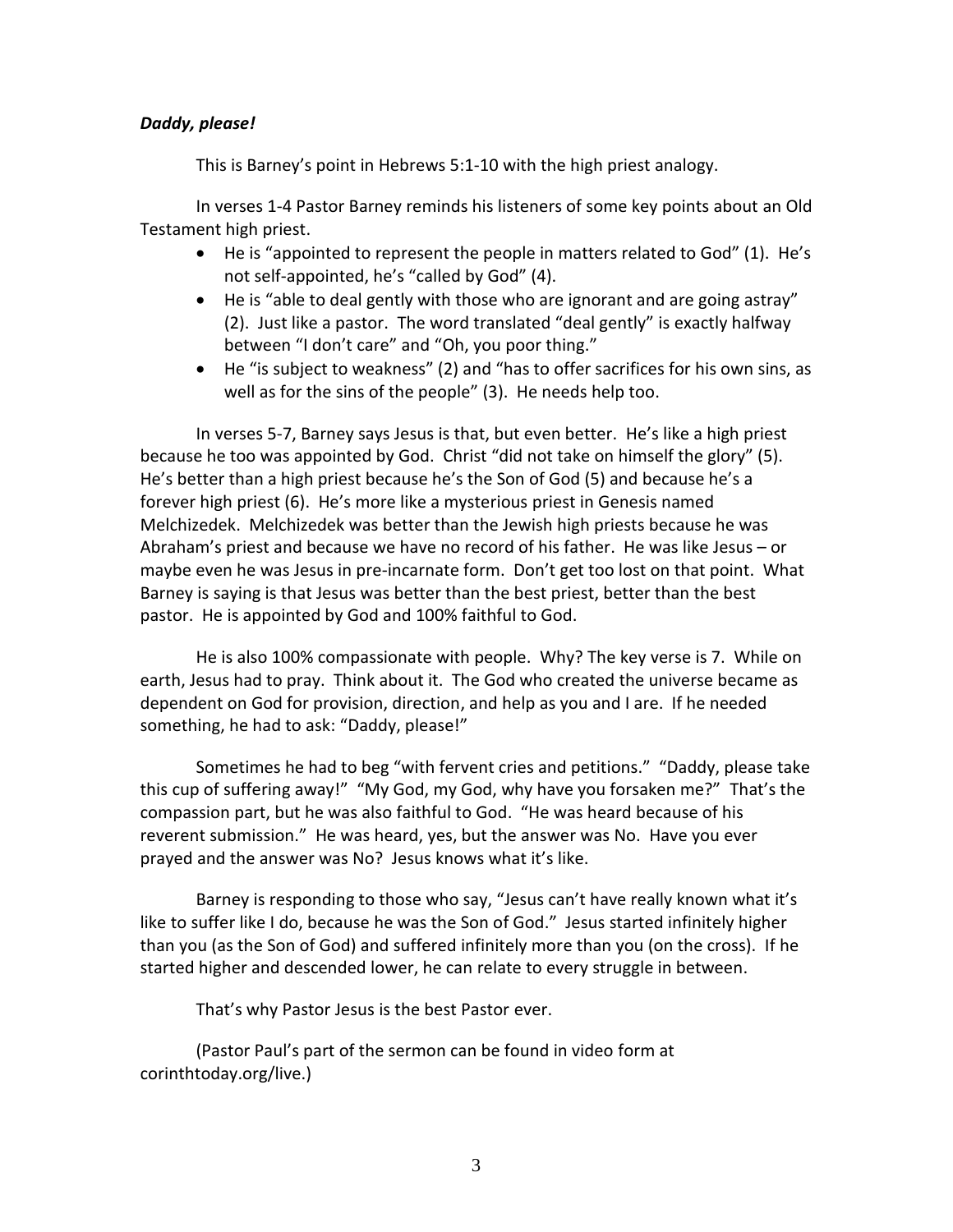***Daddy, please!***

This is Barney's point in Hebrews 5:1-10 with the high priest analogy.

In verses 1-4 Pastor Barney reminds his listeners of some key points about an Old Testament high priest.

- He is "appointed to represent the people in matters related to God" (1). He's not self-appointed, he's "called by God" (4).
- He is "able to deal gently with those who are ignorant and are going astray" (2). Just like a pastor. The word translated "deal gently" is exactly halfway between "I don't care" and "Oh, you poor thing."
- He "is subject to weakness" (2) and "has to offer sacrifices for his own sins, as well as for the sins of the people" (3). He needs help too.

In verses 5-7, Barney says Jesus is that, but even better. He's like a high priest because he too was appointed by God. Christ "did not take on himself the glory" (5). He's better than a high priest because he's the Son of God (5) and because he's a forever high priest (6). He's more like a mysterious priest in Genesis named Melchizedek. Melchizedek was better than the Jewish high priests because he was Abraham's priest and because we have no record of his father. He was like Jesus – or maybe even he was Jesus in pre-incarnate form. Don't get too lost on that point. What Barney is saying is that Jesus was better than the best priest, better than the best pastor. He is appointed by God and 100% faithful to God.

He is also 100% compassionate with people. Why? The key verse is 7. While on earth, Jesus had to pray. Think about it. The God who created the universe became as dependent on God for provision, direction, and help as you and I are. If he needed something, he had to ask: "Daddy, please!"

Sometimes he had to beg "with fervent cries and petitions." "Daddy, please take this cup of suffering away!" "My God, my God, why have you forsaken me?" That's the compassion part, but he was also faithful to God. "He was heard because of his reverent submission." He was heard, yes, but the answer was No. Have you ever prayed and the answer was No? Jesus knows what it's like.

Barney is responding to those who say, "Jesus can't have really known what it's like to suffer like I do, because he was the Son of God." Jesus started infinitely higher than you (as the Son of God) and suffered infinitely more than you (on the cross). If he started higher and descended lower, he can relate to every struggle in between.

That's why Pastor Jesus is the best Pastor ever.

(Pastor Paul's part of the sermon can be found in video form at corinthtoday.org/live.)